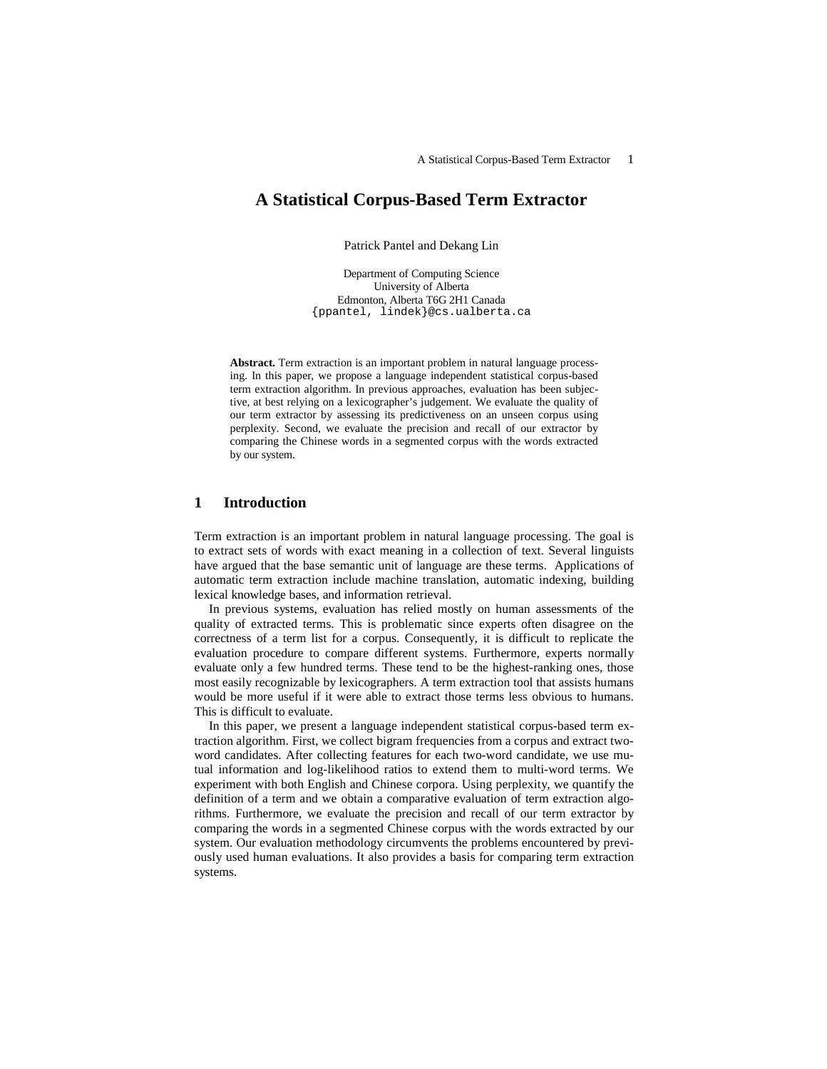# A Statistical Corpus-Based Term Extractor

Patrick Pantel and Dekang Lin

Department of Computing Science
University of Alberta
Edmonton, Alberta T6G 2H1 Canada
{ppantel, lindek}@cs.ualberta.ca

**Abstract.** Term extraction is an important problem in natural language processing. In this paper, we propose a language independent statistical corpus-based term extraction algorithm. In previous approaches, evaluation has been subjective, at best relying on a lexicographer's judgement. We evaluate the quality of our term extractor by assessing its predictiveness on an unseen corpus using perplexity. Second, we evaluate the precision and recall of our extractor by comparing the Chinese words in a segmented corpus with the words extracted by our system.

## 1 Introduction

Term extraction is an important problem in natural language processing. The goal is to extract sets of words with exact meaning in a collection of text. Several linguists have argued that the base semantic unit of language are these terms. Applications of automatic term extraction include machine translation, automatic indexing, building lexical knowledge bases, and information retrieval.

In previous systems, evaluation has relied mostly on human assessments of the quality of extracted terms. This is problematic since experts often disagree on the correctness of a term list for a corpus. Consequently, it is difficult to replicate the evaluation procedure to compare different systems. Furthermore, experts normally evaluate only a few hundred terms. These tend to be the highest-ranking ones, those most easily recognizable by lexicographers. A term extraction tool that assists humans would be more useful if it were able to extract those terms less obvious to humans. This is difficult to evaluate.

In this paper, we present a language independent statistical corpus-based term extraction algorithm. First, we collect bigram frequencies from a corpus and extract two-word candidates. After collecting features for each two-word candidate, we use mutual information and log-likelihood ratios to extend them to multi-word terms. We experiment with both English and Chinese corpora. Using perplexity, we quantify the definition of a term and we obtain a comparative evaluation of term extraction algorithms. Furthermore, we evaluate the precision and recall of our term extractor by comparing the words in a segmented Chinese corpus with the words extracted by our system. Our evaluation methodology circumvents the problems encountered by previously used human evaluations. It also provides a basis for comparing term extraction systems.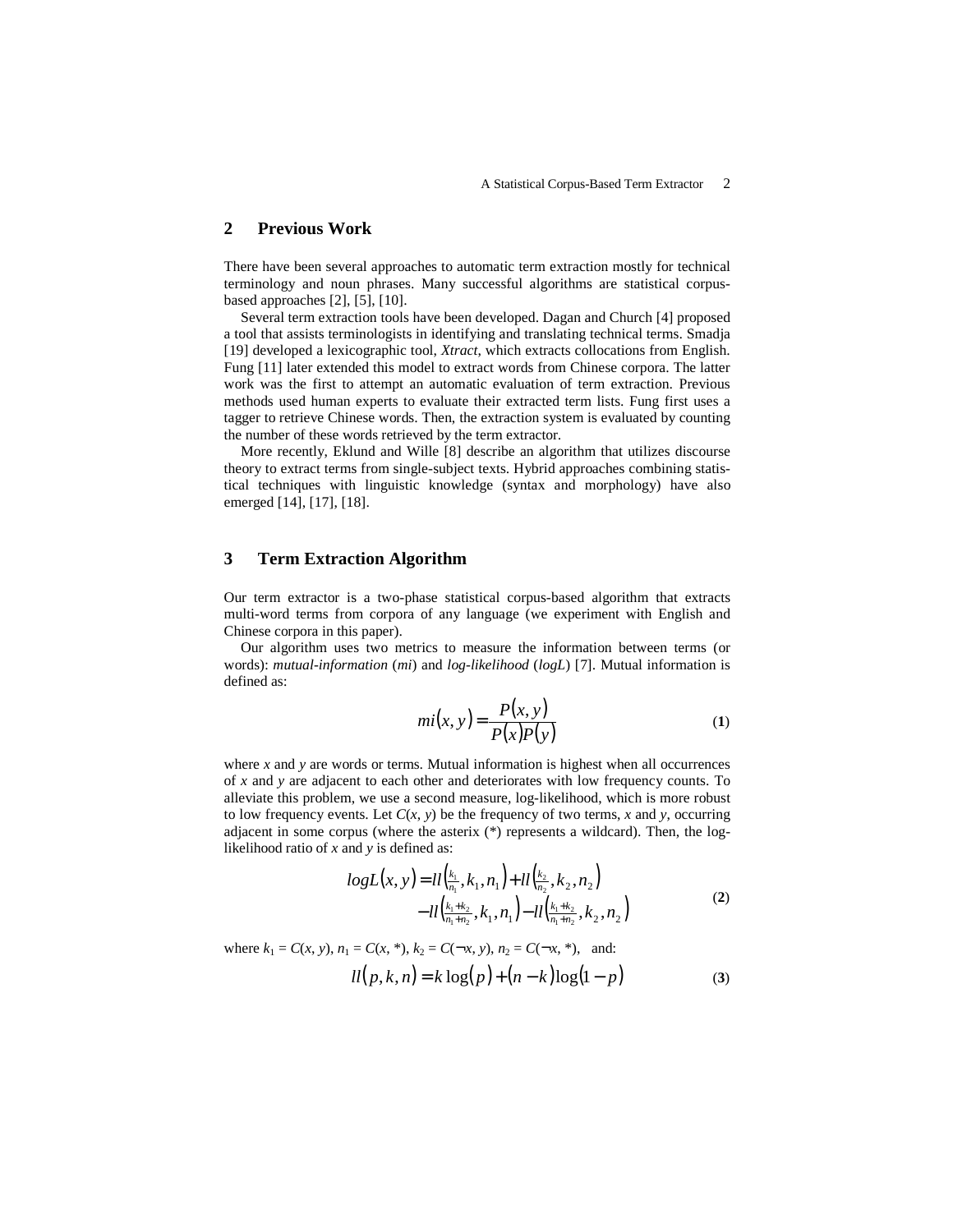## 2 Previous Work

There have been several approaches to automatic term extraction mostly for technical terminology and noun phrases. Many successful algorithms are statistical corpus-based approaches [2], [5], [10].

Several term extraction tools have been developed. Dagan and Church [4] proposed a tool that assists terminologists in identifying and translating technical terms. Smadja [19] developed a lexicographic tool, *Xtract*, which extracts collocations from English. Fung [11] later extended this model to extract words from Chinese corpora. The latter work was the first to attempt an automatic evaluation of term extraction. Previous methods used human experts to evaluate their extracted term lists. Fung first uses a tagger to retrieve Chinese words. Then, the extraction system is evaluated by counting the number of these words retrieved by the term extractor.

More recently, Eklund and Wille [8] describe an algorithm that utilizes discourse theory to extract terms from single-subject texts. Hybrid approaches combining statistical techniques with linguistic knowledge (syntax and morphology) have also emerged [14], [17], [18].

## 3 Term Extraction Algorithm

Our term extractor is a two-phase statistical corpus-based algorithm that extracts multi-word terms from corpora of any language (we experiment with English and Chinese corpora in this paper).

Our algorithm uses two metrics to measure the information between terms (or words): *mutual-information* (*mi*) and *log-likelihood* (*logL*) [7]. Mutual information is defined as:

$$mi(x, y) = \frac{P(x, y)}{P(x)P(y)} \quad (1)$$

where $x$ and $y$ are words or terms. Mutual information is highest when all occurrences of $x$ and $y$ are adjacent to each other and deteriorates with low frequency counts. To alleviate this problem, we use a second measure, log-likelihood, which is more robust to low frequency events. Let $C(x, y)$ be the frequency of two terms, $x$ and $y$, occurring adjacent in some corpus (where the asterix (*) represents a wildcard). Then, the log-likelihood ratio of $x$ and $y$ is defined as:

$$\begin{aligned} logL(x, y) = & \; ll\left(\tfrac{k_1}{n_1}, k_1, n_1\right) + ll\left(\tfrac{k_2}{n_2}, k_2, n_2\right) \\ & - ll\left(\tfrac{k_1 + k_2}{n_1 + n_2}, k_1, n_1\right) - ll\left(\tfrac{k_1 + k_2}{n_1 + n_2}, k_2, n_2\right) \end{aligned} \quad (2)$$

where $k_1 = C(x, y)$, $n_1 = C(x, *)$, $k_2 = C(\neg x, y)$, $n_2 = C(\neg x, *)$, and:

$$ll(p, k, n) = k \log(p) + (n - k)\log(1 - p) \quad (3)$$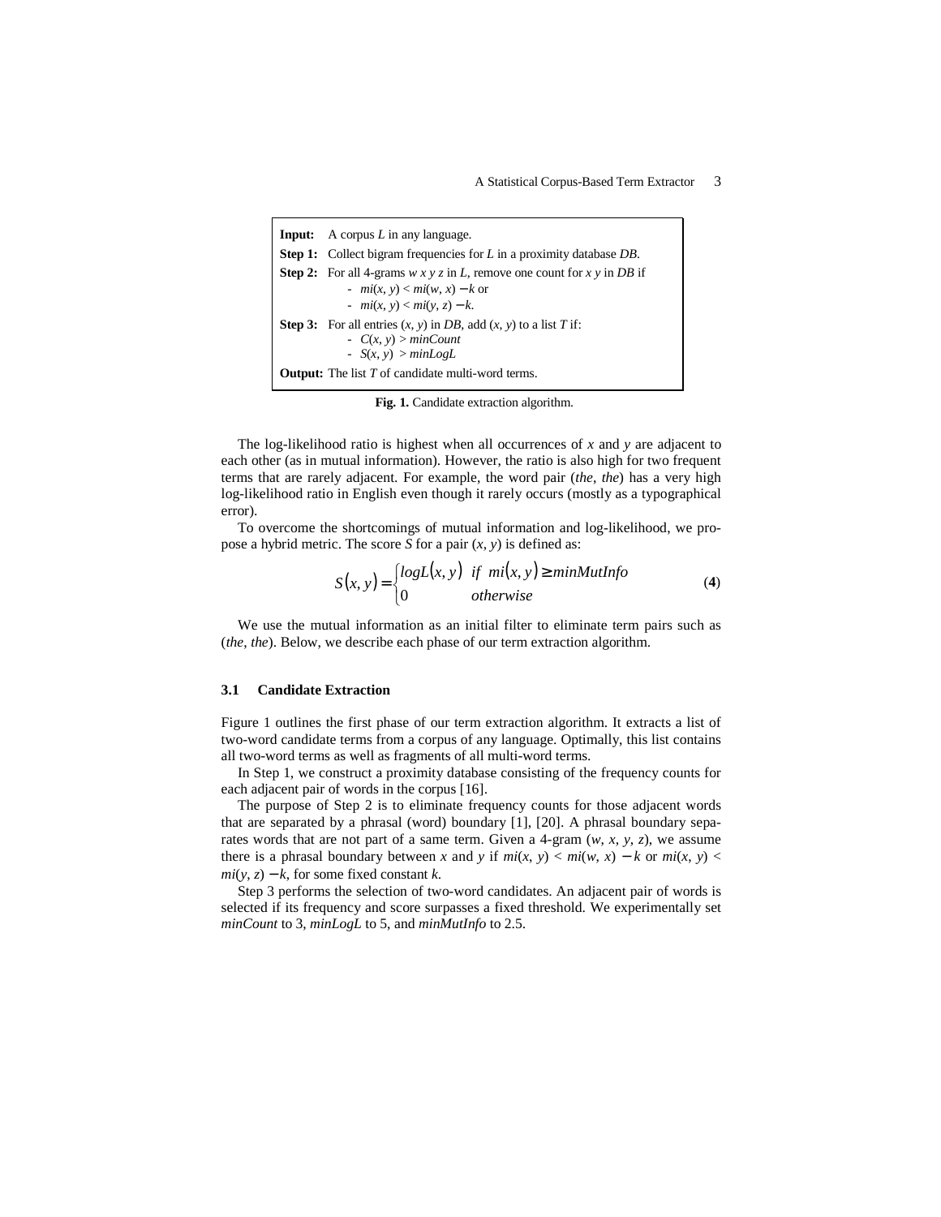**Input:** A corpus $L$ in any language.

**Step 1:** Collect bigram frequencies for $L$ in a proximity database $DB$.

**Step 2:** For all 4-grams $w\ x\ y\ z$ in $L$, remove one count for $x\ y$ in $DB$ if

- $mi(x, y) < mi(w, x) - k$ or
- $mi(x, y) < mi(y, z) - k$.

**Step 3:** For all entries $(x, y)$ in $DB$, add $(x, y)$ to a list $T$ if:

- $C(x, y) > minCount$
- $S(x, y) > minLogL$

**Output:** The list $T$ of candidate multi-word terms.

**Fig. 1.** Candidate extraction algorithm.

The log-likelihood ratio is highest when all occurrences of $x$ and $y$ are adjacent to each other (as in mutual information). However, the ratio is also high for two frequent terms that are rarely adjacent. For example, the word pair (*the*, *the*) has a very high log-likelihood ratio in English even though it rarely occurs (mostly as a typographical error).

To overcome the shortcomings of mutual information and log-likelihood, we propose a hybrid metric. The score $S$ for a pair $(x, y)$ is defined as:

$$S(x,y) = \begin{cases} logL(x,y) & if\ \ mi(x,y) \geq minMutInfo \\ 0 & otherwise \end{cases} \qquad (4)$$

We use the mutual information as an initial filter to eliminate term pairs such as (*the*, *the*). Below, we describe each phase of our term extraction algorithm.

### 3.1 Candidate Extraction

Figure 1 outlines the first phase of our term extraction algorithm. It extracts a list of two-word candidate terms from a corpus of any language. Optimally, this list contains all two-word terms as well as fragments of all multi-word terms.

In Step 1, we construct a proximity database consisting of the frequency counts for each adjacent pair of words in the corpus [16].

The purpose of Step 2 is to eliminate frequency counts for those adjacent words that are separated by a phrasal (word) boundary [1], [20]. A phrasal boundary separates words that are not part of a same term. Given a 4-gram $(w, x, y, z)$, we assume there is a phrasal boundary between $x$ and $y$ if $mi(x, y) < mi(w, x) - k$ or $mi(x, y) < mi(y, z) - k$, for some fixed constant $k$.

Step 3 performs the selection of two-word candidates. An adjacent pair of words is selected if its frequency and score surpasses a fixed threshold. We experimentally set *minCount* to 3, *minLogL* to 5, and *minMutInfo* to 2.5.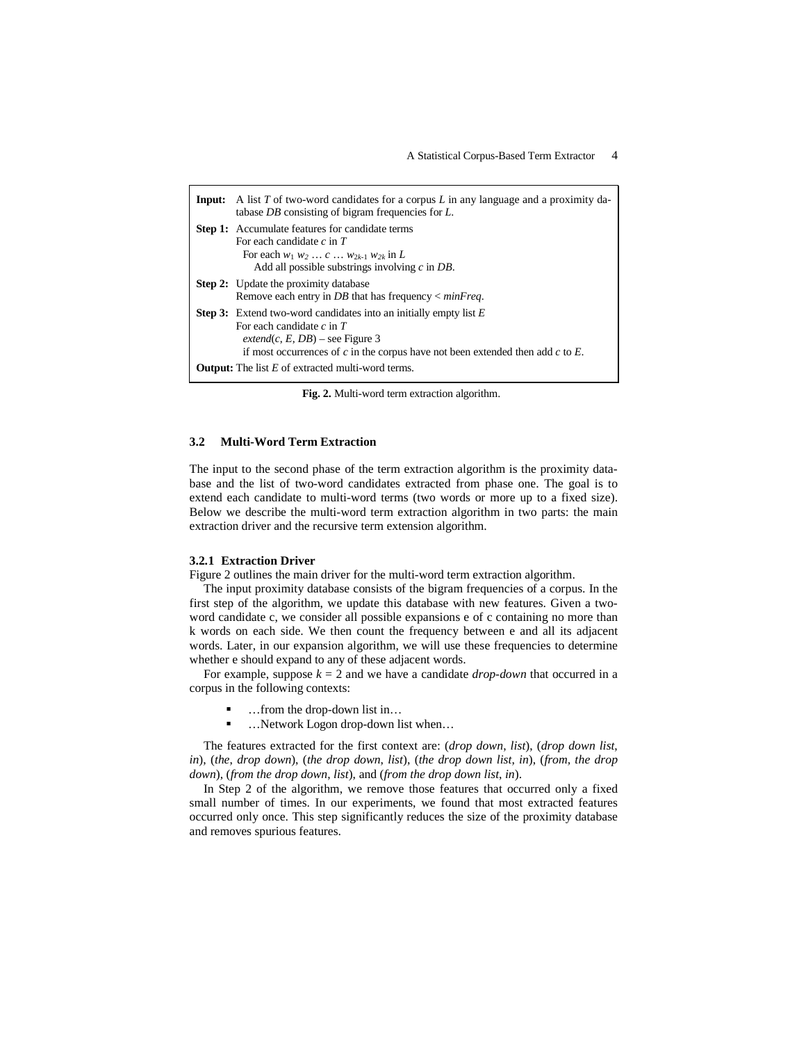**Input:** A list $T$ of two-word candidates for a corpus $L$ in any language and a proximity database $DB$ consisting of bigram frequencies for $L$.

**Step 1:** Accumulate features for candidate terms
For each candidate $c$ in $T$
  For each $w_1\ w_2 \ldots c \ldots w_{2k-1}\ w_{2k}$ in $L$
    Add all possible substrings involving $c$ in $DB$.

**Step 2:** Update the proximity database
Remove each entry in $DB$ that has frequency < *minFreq*.

**Step 3:** Extend two-word candidates into an initially empty list $E$
For each candidate $c$ in $T$
  *extend*($c$, $E$, $DB$) – see Figure 3
  if most occurrences of $c$ in the corpus have not been extended then add $c$ to $E$.

**Output:** The list $E$ of extracted multi-word terms.

**Fig. 2.** Multi-word term extraction algorithm.

### 3.2 Multi-Word Term Extraction

The input to the second phase of the term extraction algorithm is the proximity database and the list of two-word candidates extracted from phase one. The goal is to extend each candidate to multi-word terms (two words or more up to a fixed size). Below we describe the multi-word term extraction algorithm in two parts: the main extraction driver and the recursive term extension algorithm.

#### 3.2.1 Extraction Driver

Figure 2 outlines the main driver for the multi-word term extraction algorithm.

The input proximity database consists of the bigram frequencies of a corpus. In the first step of the algorithm, we update this database with new features. Given a two-word candidate c, we consider all possible expansions e of c containing no more than k words on each side. We then count the frequency between e and all its adjacent words. Later, in our expansion algorithm, we will use these frequencies to determine whether e should expand to any of these adjacent words.

For example, suppose $k = 2$ and we have a candidate *drop-down* that occurred in a corpus in the following contexts:

- …from the drop-down list in…
- …Network Logon drop-down list when…

The features extracted for the first context are: (*drop down*, *list*), (*drop down list*, *in*), (*the*, *drop down*), (*the drop down*, *list*), (*the drop down list*, *in*), (*from*, *the drop down*), (*from the drop down*, *list*), and (*from the drop down list*, *in*).

In Step 2 of the algorithm, we remove those features that occurred only a fixed small number of times. In our experiments, we found that most extracted features occurred only once. This step significantly reduces the size of the proximity database and removes spurious features.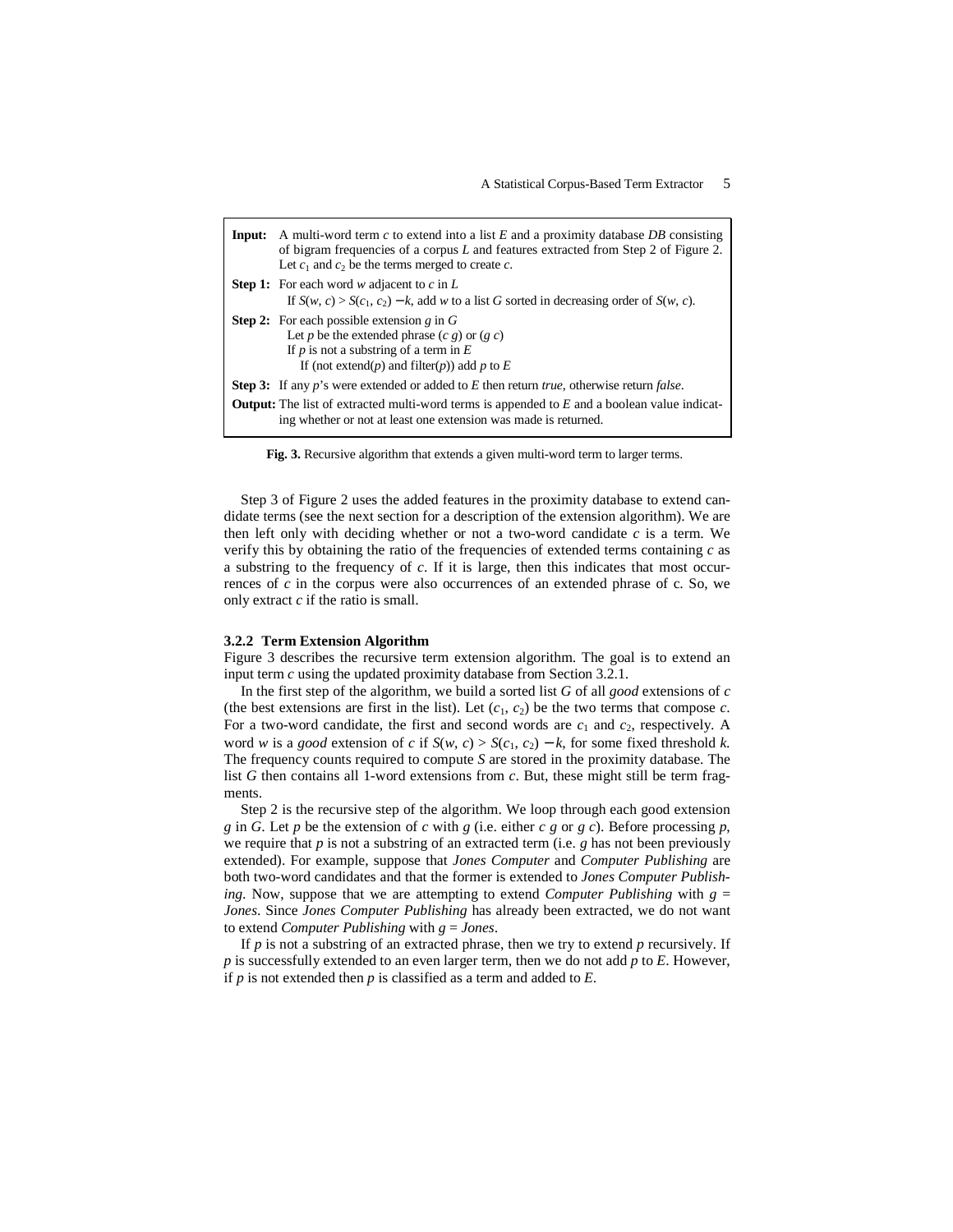**Input:** A multi-word term $c$ to extend into a list $E$ and a proximity database $DB$ consisting of bigram frequencies of a corpus $L$ and features extracted from Step 2 of Figure 2. Let $c_1$ and $c_2$ be the terms merged to create $c$.

**Step 1:** For each word $w$ adjacent to $c$ in $L$
  If $S(w, c) > S(c_1, c_2) - k$, add $w$ to a list $G$ sorted in decreasing order of $S(w, c)$.

**Step 2:** For each possible extension $g$ in $G$
  Let $p$ be the extended phrase ($c$ $g$) or ($g$ $c$)
  If $p$ is not a substring of a term in $E$
    If (not extend($p$) and filter($p$)) add $p$ to $E$

**Step 3:** If any $p$'s were extended or added to $E$ then return *true*, otherwise return *false*.

**Output:** The list of extracted multi-word terms is appended to $E$ and a boolean value indicating whether or not at least one extension was made is returned.

**Fig. 3.** Recursive algorithm that extends a given multi-word term to larger terms.

Step 3 of Figure 2 uses the added features in the proximity database to extend candidate terms (see the next section for a description of the extension algorithm). We are then left only with deciding whether or not a two-word candidate $c$ is a term. We verify this by obtaining the ratio of the frequencies of extended terms containing $c$ as a substring to the frequency of $c$. If it is large, then this indicates that most occurrences of $c$ in the corpus were also occurrences of an extended phrase of c. So, we only extract $c$ if the ratio is small.

### 3.2.2 Term Extension Algorithm

Figure 3 describes the recursive term extension algorithm. The goal is to extend an input term $c$ using the updated proximity database from Section 3.2.1.

In the first step of the algorithm, we build a sorted list $G$ of all *good* extensions of $c$ (the best extensions are first in the list). Let ($c_1$, $c_2$) be the two terms that compose $c$. For a two-word candidate, the first and second words are $c_1$ and $c_2$, respectively. A word $w$ is a *good* extension of $c$ if $S(w, c) > S(c_1, c_2) - k$, for some fixed threshold $k$. The frequency counts required to compute $S$ are stored in the proximity database. The list $G$ then contains all 1-word extensions from $c$. But, these might still be term fragments.

Step 2 is the recursive step of the algorithm. We loop through each good extension $g$ in $G$. Let $p$ be the extension of $c$ with $g$ (i.e. either $c$ $g$ or $g$ $c$). Before processing $p$, we require that $p$ is not a substring of an extracted term (i.e. $g$ has not been previously extended). For example, suppose that *Jones Computer* and *Computer Publishing* are both two-word candidates and that the former is extended to *Jones Computer Publishing*. Now, suppose that we are attempting to extend *Computer Publishing* with $g$ = *Jones*. Since *Jones Computer Publishing* has already been extracted, we do not want to extend *Computer Publishing* with $g$ = *Jones*.

If $p$ is not a substring of an extracted phrase, then we try to extend $p$ recursively. If $p$ is successfully extended to an even larger term, then we do not add $p$ to $E$. However, if $p$ is not extended then $p$ is classified as a term and added to $E$.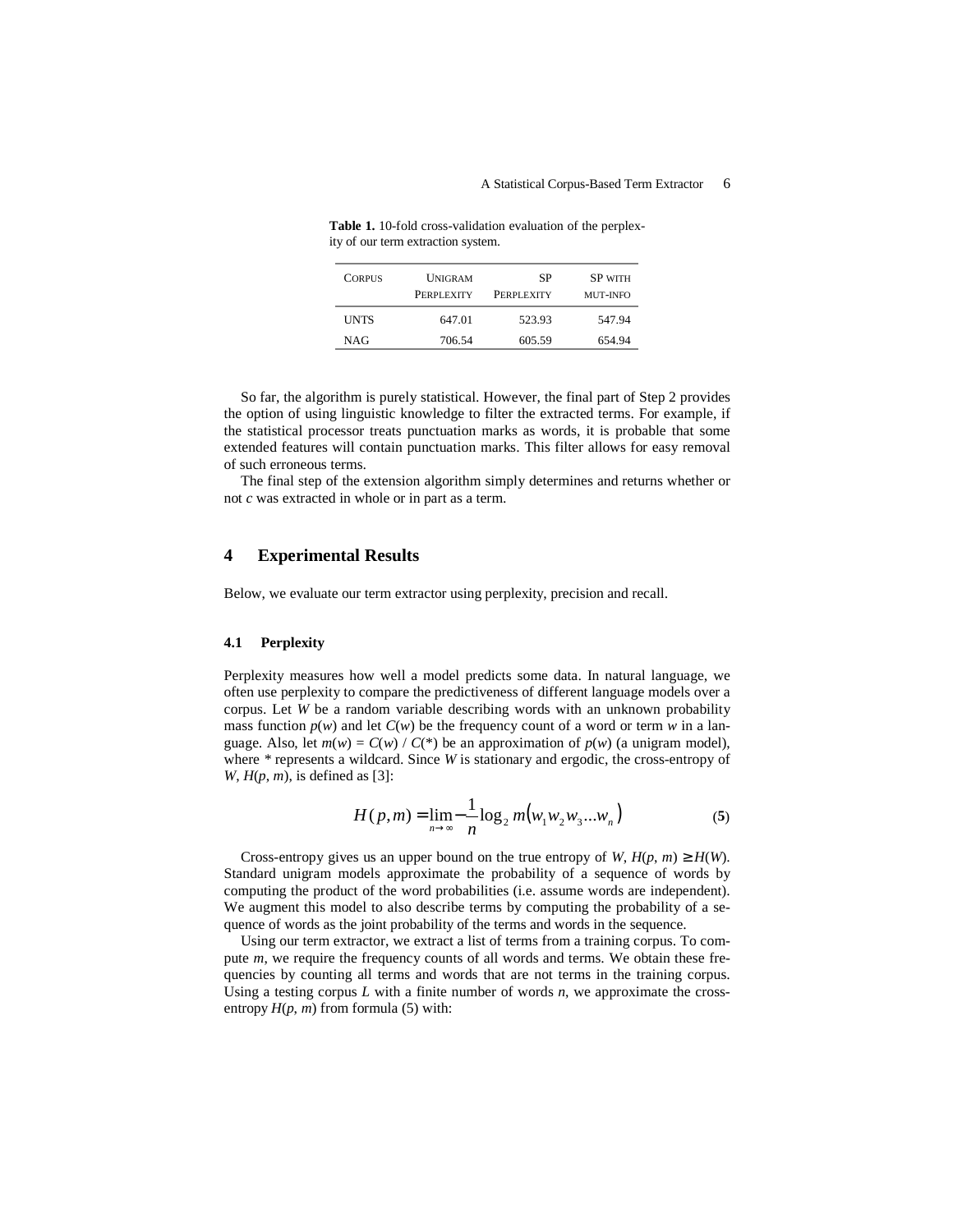**Table 1.** 10-fold cross-validation evaluation of the perplexity of our term extraction system.

| Corpus | Unigram Perplexity | SP Perplexity | SP with mut-info |
|---|---|---|---|
| UNTS | 647.01 | 523.93 | 547.94 |
| NAG | 706.54 | 605.59 | 654.94 |

So far, the algorithm is purely statistical. However, the final part of Step 2 provides the option of using linguistic knowledge to filter the extracted terms. For example, if the statistical processor treats punctuation marks as words, it is probable that some extended features will contain punctuation marks. This filter allows for easy removal of such erroneous terms.

The final step of the extension algorithm simply determines and returns whether or not *c* was extracted in whole or in part as a term.

## 4 Experimental Results

Below, we evaluate our term extractor using perplexity, precision and recall.

### 4.1 Perplexity

Perplexity measures how well a model predicts some data. In natural language, we often use perplexity to compare the predictiveness of different language models over a corpus. Let $W$ be a random variable describing words with an unknown probability mass function $p(w)$ and let $C(w)$ be the frequency count of a word or term $w$ in a language. Also, let $m(w) = C(w) / C(*)$ be an approximation of $p(w)$ (a unigram model), where * represents a wildcard. Since $W$ is stationary and ergodic, the cross-entropy of $W$, $H(p, m)$, is defined as [3]:

$$H(p,m) = \lim_{n \to \infty} -\frac{1}{n} \log_2 m(w_1 w_2 w_3 ... w_n) \tag{5}$$

Cross-entropy gives us an upper bound on the true entropy of $W$, $H(p, m) \geq H(W)$. Standard unigram models approximate the probability of a sequence of words by computing the product of the word probabilities (i.e. assume words are independent). We augment this model to also describe terms by computing the probability of a sequence of words as the joint probability of the terms and words in the sequence.

Using our term extractor, we extract a list of terms from a training corpus. To compute $m$, we require the frequency counts of all words and terms. We obtain these frequencies by counting all terms and words that are not terms in the training corpus. Using a testing corpus $L$ with a finite number of words $n$, we approximate the cross-entropy $H(p, m)$ from formula (5) with: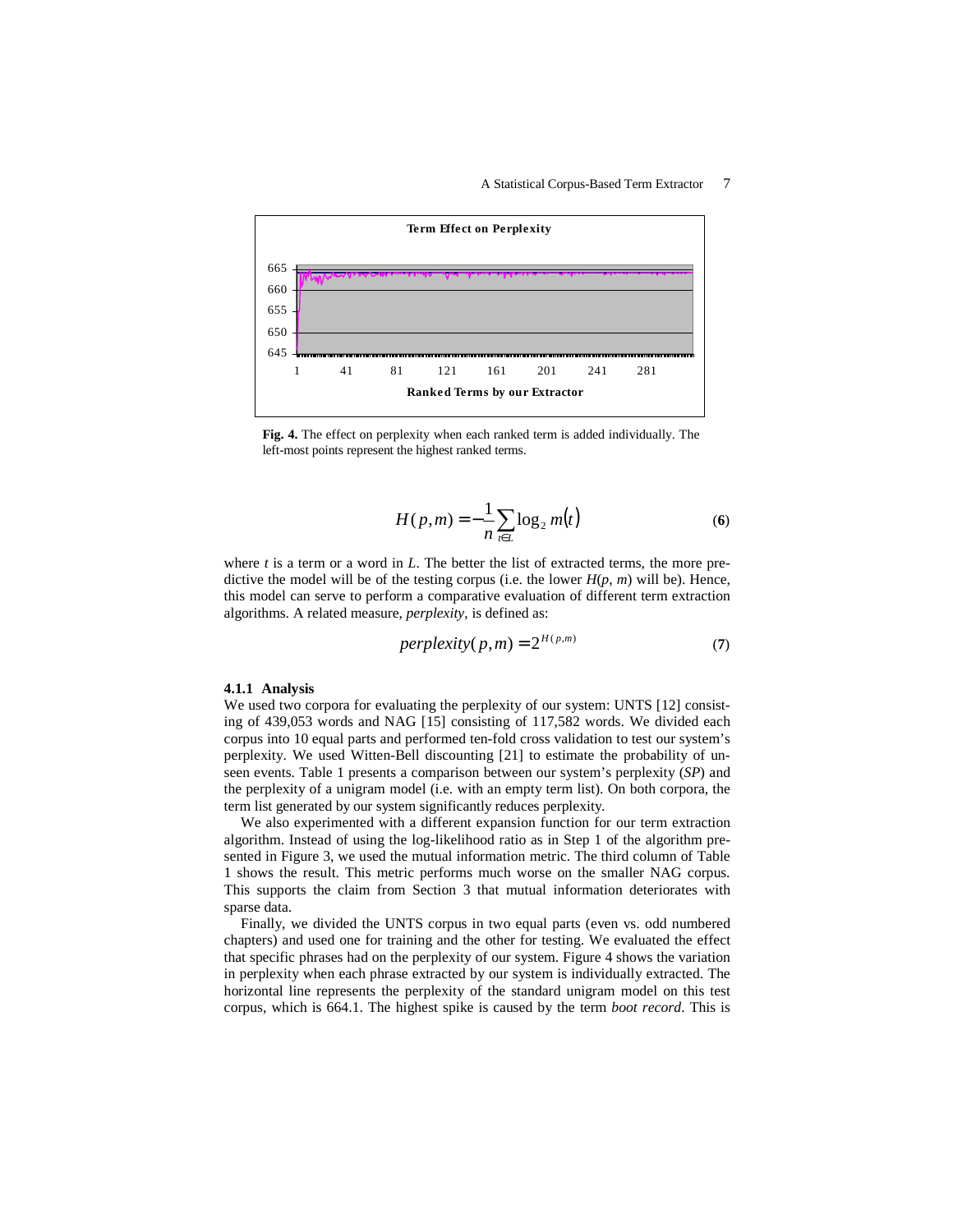Term Effect on Perplexity

665
660
655
650
645

1 41 81 121 161 201 241 281

Ranked Terms by our Extractor

**Fig. 4.** The effect on perplexity when each ranked term is added individually. The left-most points represent the highest ranked terms.

$$H(p,m) = -\frac{1}{n}\sum_{t \in L} \log_2 m(t) \tag{6}$$

where $t$ is a term or a word in $L$. The better the list of extracted terms, the more predictive the model will be of the testing corpus (i.e. the lower $H(p, m)$ will be). Hence, this model can serve to perform a comparative evaluation of different term extraction algorithms. A related measure, *perplexity*, is defined as:

$$perplexity(p,m) = 2^{H(p,m)} \tag{7}$$

#### 4.1.1 Analysis

We used two corpora for evaluating the perplexity of our system: UNTS [12] consisting of 439,053 words and NAG [15] consisting of 117,582 words. We divided each corpus into 10 equal parts and performed ten-fold cross validation to test our system's perplexity. We used Witten-Bell discounting [21] to estimate the probability of unseen events. Table 1 presents a comparison between our system's perplexity (*SP*) and the perplexity of a unigram model (i.e. with an empty term list). On both corpora, the term list generated by our system significantly reduces perplexity.

We also experimented with a different expansion function for our term extraction algorithm. Instead of using the log-likelihood ratio as in Step 1 of the algorithm presented in Figure 3, we used the mutual information metric. The third column of Table 1 shows the result. This metric performs much worse on the smaller NAG corpus. This supports the claim from Section 3 that mutual information deteriorates with sparse data.

Finally, we divided the UNTS corpus in two equal parts (even vs. odd numbered chapters) and used one for training and the other for testing. We evaluated the effect that specific phrases had on the perplexity of our system. Figure 4 shows the variation in perplexity when each phrase extracted by our system is individually extracted. The horizontal line represents the perplexity of the standard unigram model on this test corpus, which is 664.1. The highest spike is caused by the term *boot record*. This is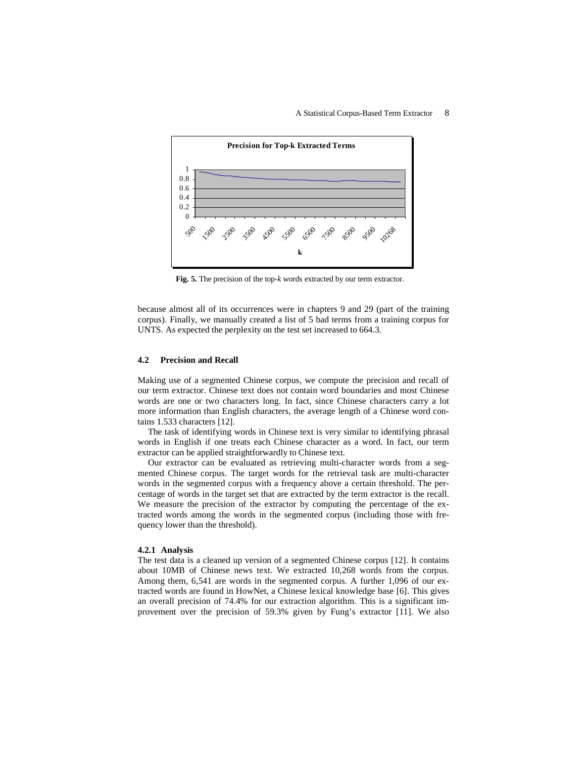Precision for Top-k Extracted Terms

1
0.8
0.6
0.4
0.2
0

500
1500
2500
3500
4500
5500
6500
7500
8500
9500
10268

k

**Fig. 5.** The precision of the top-*k* words extracted by our term extractor.

because almost all of its occurrences were in chapters 9 and 29 (part of the training corpus). Finally, we manually created a list of 5 bad terms from a training corpus for UNTS. As expected the perplexity on the test set increased to 664.3.

### 4.2 Precision and Recall

Making use of a segmented Chinese corpus, we compute the precision and recall of our term extractor. Chinese text does not contain word boundaries and most Chinese words are one or two characters long. In fact, since Chinese characters carry a lot more information than English characters, the average length of a Chinese word contains 1.533 characters [12].

The task of identifying words in Chinese text is very similar to identifying phrasal words in English if one treats each Chinese character as a word. In fact, our term extractor can be applied straightforwardly to Chinese text.

Our extractor can be evaluated as retrieving multi-character words from a segmented Chinese corpus. The target words for the retrieval task are multi-character words in the segmented corpus with a frequency above a certain threshold. The percentage of words in the target set that are extracted by the term extractor is the recall. We measure the precision of the extractor by computing the percentage of the extracted words among the words in the segmented corpus (including those with frequency lower than the threshold).

#### 4.2.1 Analysis

The test data is a cleaned up version of a segmented Chinese corpus [12]. It contains about 10MB of Chinese news text. We extracted 10,268 words from the corpus. Among them, 6,541 are words in the segmented corpus. A further 1,096 of our extracted words are found in HowNet, a Chinese lexical knowledge base [6]. This gives an overall precision of 74.4% for our extraction algorithm. This is a significant improvement over the precision of 59.3% given by Fung's extractor [11]. We also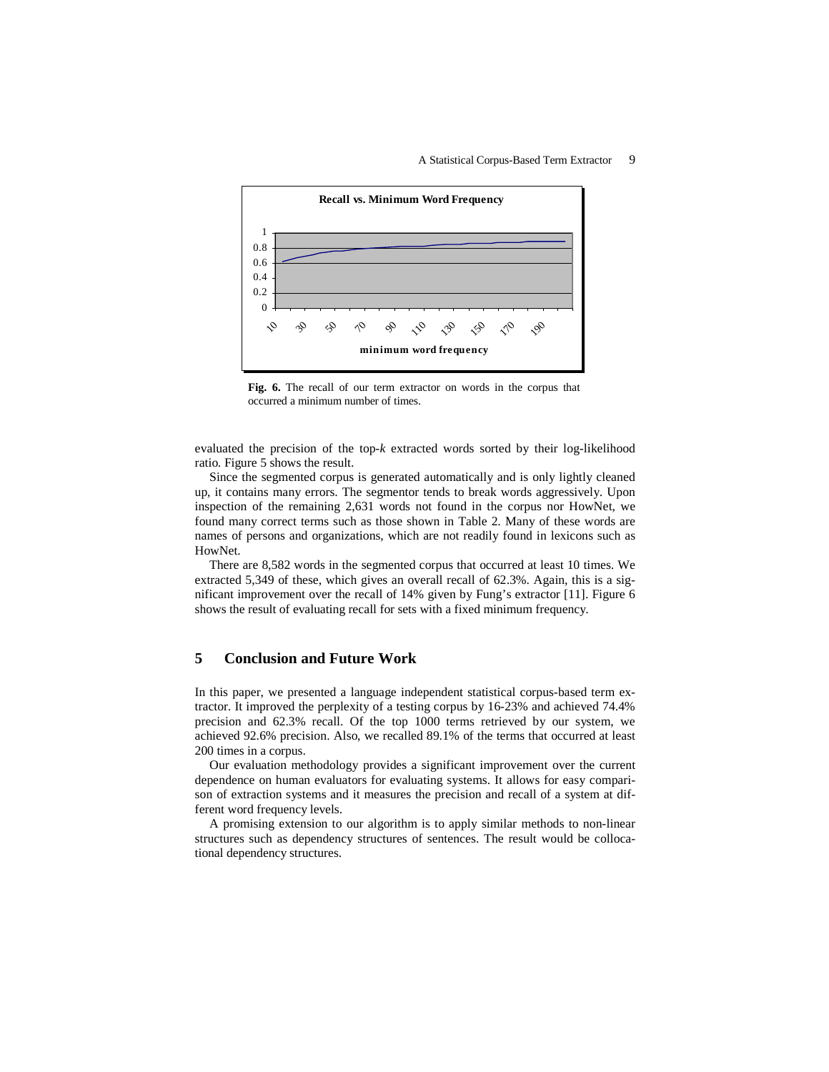Recall vs. Minimum Word Frequency

1
0.8
0.6
0.4
0.2
0

10
30
50
70
90
110
130
150
170
190

minimum word frequency

**Fig. 6.** The recall of our term extractor on words in the corpus that occurred a minimum number of times.

evaluated the precision of the top-*k* extracted words sorted by their log-likelihood ratio. Figure 5 shows the result.

Since the segmented corpus is generated automatically and is only lightly cleaned up, it contains many errors. The segmentor tends to break words aggressively. Upon inspection of the remaining 2,631 words not found in the corpus nor HowNet, we found many correct terms such as those shown in Table 2. Many of these words are names of persons and organizations, which are not readily found in lexicons such as HowNet.

There are 8,582 words in the segmented corpus that occurred at least 10 times. We extracted 5,349 of these, which gives an overall recall of 62.3%. Again, this is a significant improvement over the recall of 14% given by Fung's extractor [11]. Figure 6 shows the result of evaluating recall for sets with a fixed minimum frequency.

## 5 Conclusion and Future Work

In this paper, we presented a language independent statistical corpus-based term extractor. It improved the perplexity of a testing corpus by 16-23% and achieved 74.4% precision and 62.3% recall. Of the top 1000 terms retrieved by our system, we achieved 92.6% precision. Also, we recalled 89.1% of the terms that occurred at least 200 times in a corpus.

Our evaluation methodology provides a significant improvement over the current dependence on human evaluators for evaluating systems. It allows for easy comparison of extraction systems and it measures the precision and recall of a system at different word frequency levels.

A promising extension to our algorithm is to apply similar methods to non-linear structures such as dependency structures of sentences. The result would be collocational dependency structures.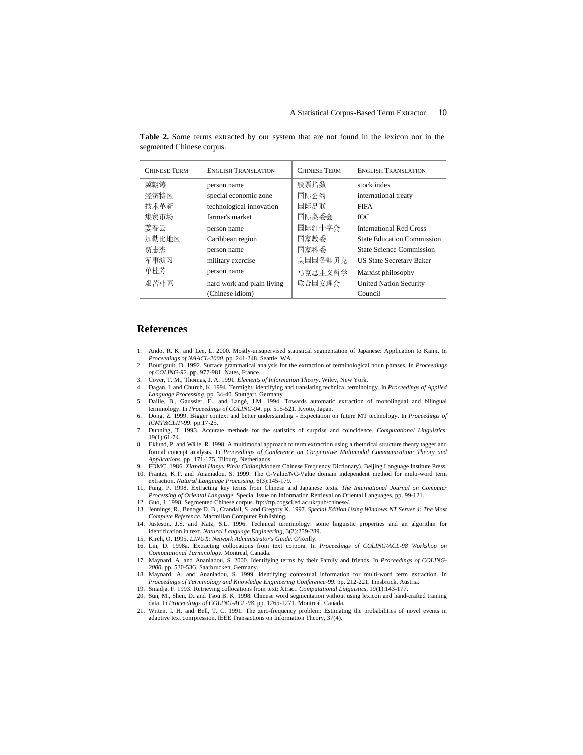**Table 2.** Some terms extracted by our system that are not found in the lexicon nor in the segmented Chinese corpus.

| CHINESE TERM | ENGLISH TRANSLATION | CHINESE TERM | ENGLISH TRANSLATION |
|---|---|---|---|
| 冀朝铸 | person name | 股票指数 | stock index |
| 经济特区 | special economic zone | 国际公约 | international treaty |
| 技术革新 | technological innovation | 国际足联 | FIFA |
| 集贸市场 | farmer's market | 国际奥委会 | IOC |
| 姜春云 | person name | 国际红十字会 | International Red Cross |
| 加勒比地区 | Caribbean region | 国家教委 | State Education Commission |
| 贾志杰 | person name | 国家科委 | State Science Commission |
| 军事演习 | military exercise | 美国国务卿贝克 | US State Secretary Baker |
| 单桂芳 | person name | 马克思主义哲学 | Marxist philosophy |
| 艰苦朴素 | hard work and plain living (Chinese idiom) | 联合国安理会 | United Nation Security Council |

## References

1. Ando, R. K. and Lee, L. 2000. Mostly-unsupervised statistical segmentation of Japanese: Application to Kanji. In *Proceedings of NAACL-2000*. pp. 241-248. Seattle, WA.
2. Bourigault, D. 1992. Surface grammatical analysis for the extraction of terminological noun phrases. In *Proceedings of COLING-92*. pp. 977-981. Nates, France.
3. Cover, T. M., Thomas, J. A. 1991. *Elements of Information Theory*. Wiley, New York.
4. Dagan, I. and Church, K. 1994. Termight: identifying and translating technical terminology. In *Proceedings of Applied Language Processing*. pp. 34-40. Stuttgart, Germany.
5. Daille, B., Gaussier, E., and Langé, J.M. 1994. Towards automatic extraction of monolingual and bilingual terminology. In *Proceedings of COLING-94*. pp. 515-521. Kyoto, Japan.
6. Dong, Z. 1999. Bigger context and better understanding - Expectation on future MT technology. In *Proceedings of ICMT&CLIP-99*. pp.17-25.
7. Dunning, T. 1993. Accurate methods for the statistics of surprise and coincidence. *Computational Linguistics*, 19(1):61-74.
8. Eklund, P. and Wille, R. 1998. A multimodal approach to term extraction using a rhetorical structure theory tagger and formal concept analysis. In *Proceedings of Conference on Cooperative Multimodal Communication: Theory and Applications*. pp. 171-175. Tilburg, Netherlands.
9. FDMC. 1986. *Xiandai Hanyu Pinlu Cidian*(Modern Chinese Frequency Dictionary). Beijing Language Institute Press.
10. Frantzi, K.T. and Ananiadou, S. 1999. The C-Value/NC-Value domain independent method for multi-word term extraction. *Natural Language Processing*, 6(3):145-179.
11. Fung, P. 1998. Extracting key terms from Chinese and Japanese texts. *The International Journal on Computer Processing of Oriental Language*. Special Issue on Information Retrieval on Oriental Languages, pp. 99-121.
12. Guo, J. 1998. Segmented Chinese corpus. ftp://ftp.cogsci.ed.ac.uk/pub/chinese/.
13. Jennings, R., Benage D. B., Crandall, S. and Gregory K. 1997. *Special Edition Using Windows NT Server 4: The Most Complete Reference*. Macmillan Computer Publishing.
14. Justeson, J.S. and Katz, S.L. 1996. Technical terminology: some linguistic properties and an algorithm for identification in text. *Natural Language Engineering*, 3(2):259-289.
15. Kirch, O. 1995. *LINUX: Network Administrator's Guide*. O'Reilly.
16. Lin, D. 1998a. Extracting collocations from text corpora. In *Proceedings of COLING/ACL-98 Workshop on Computational Terminology*. Montreal, Canada.
17. Maynard, A. and Ananiadou, S. 2000. Identifying terms by their Family and friends. In *Proceedings of COLING-2000*. pp. 530-536. Saarbrucken, Germany.
18. Maynard, A. and Ananiadou, S. 1999. Identifying contextual information for multi-word term extraction. In *Proceedings of Terminology and Knowledge Engineering Conference-99*. pp. 212-221. Innsbruck, Austria.
19. Smadja, F. 1993. Retrieving collocations from text: Xtract. *Computational Linguistics*, 19(1):143-177.
20. Sun, M., Shen, D. and Tsou B. K. 1998. Chinese word segmentation without using lexicon and hand-crafted training data. In *Proceedings of COLING-ACL-98*. pp. 1265-1271. Montreal, Canada.
21. Witten, I. H. and Bell, T. C. 1991. The zero-frequency problem: Estimating the probabilities of novel events in adaptive text compression. IEEE Transactions on Information Theory, 37(4).